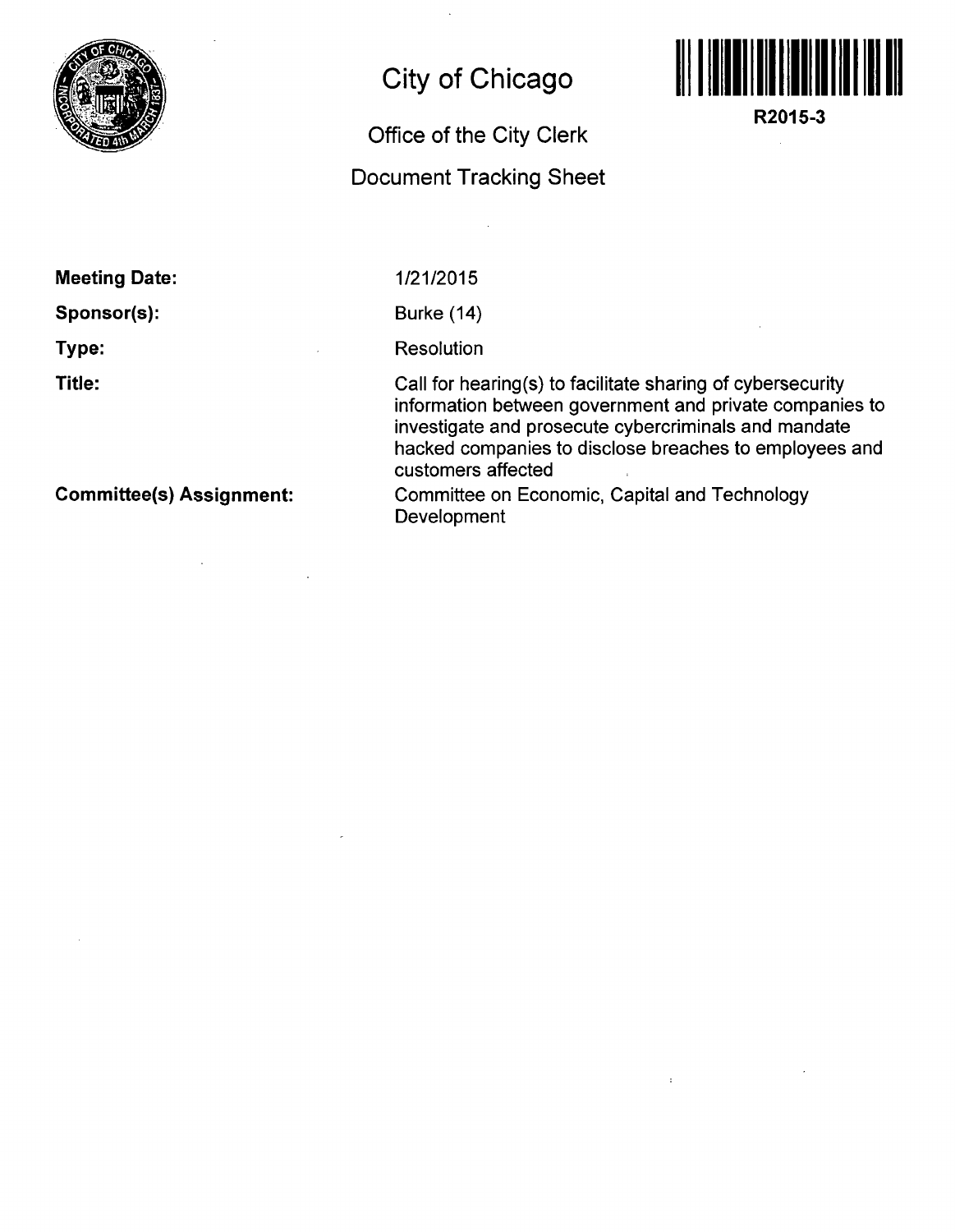# City of Chicago

## Office of the City Clerk

## Document Tracking Sheet

R2015-3

**Meeting Date:** 1/21/2015

**Sponsor(s):** Burke (14)

**Type:** Resolution

**Title:** Call for hearing(s) to facilitate sharing of cybersecurity information between government and private companies to investigate and prosecute cybercriminals and mandate hacked companies to disclose breaches to employees and customers affected

**Committee(s) Assignment:** Committee on Economic, Capital and Technology Development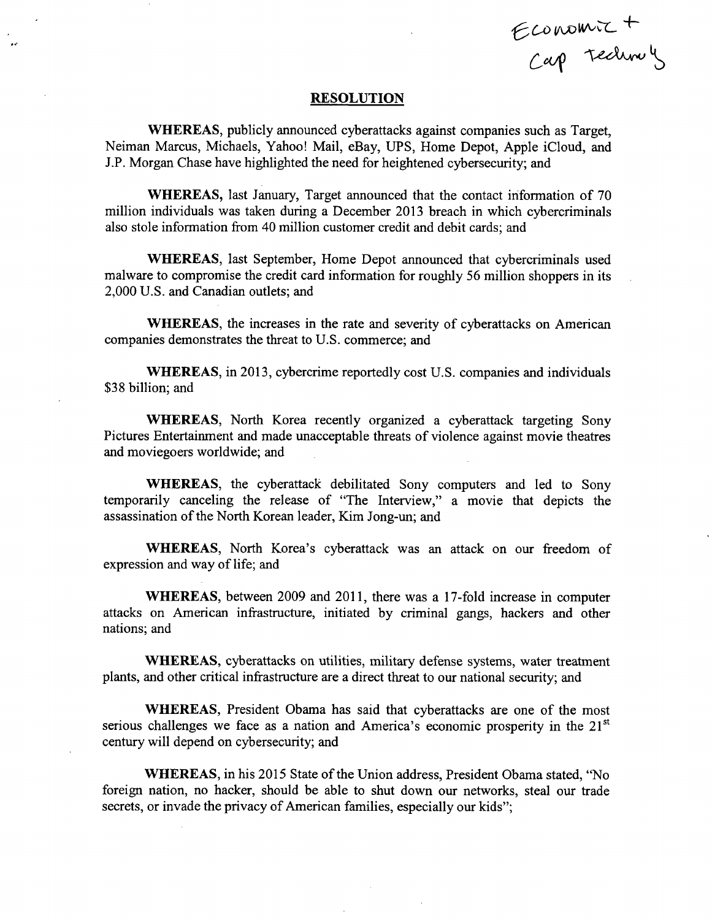Economic + Cap Technology

## RESOLUTION

**WHEREAS,** publicly announced cyberattacks against companies such as Target, Neiman Marcus, Michaels, Yahoo! Mail, eBay, UPS, Home Depot, Apple iCloud, and J.P. Morgan Chase have highlighted the need for heightened cybersecurity; and

**WHEREAS,** last January, Target announced that the contact information of 70 million individuals was taken during a December 2013 breach in which cybercriminals also stole information from 40 million customer credit and debit cards; and

**WHEREAS,** last September, Home Depot announced that cybercriminals used malware to compromise the credit card information for roughly 56 million shoppers in its 2,000 U.S. and Canadian outlets; and

**WHEREAS,** the increases in the rate and severity of cyberattacks on American companies demonstrates the threat to U.S. commerce; and

**WHEREAS,** in 2013, cybercrime reportedly cost U.S. companies and individuals $38 billion; and

**WHEREAS,** North Korea recently organized a cyberattack targeting Sony Pictures Entertainment and made unacceptable threats of violence against movie theatres and moviegoers worldwide; and

**WHEREAS,** the cyberattack debilitated Sony computers and led to Sony temporarily canceling the release of "The Interview," a movie that depicts the assassination of the North Korean leader, Kim Jong-un; and

**WHEREAS,** North Korea's cyberattack was an attack on our freedom of expression and way of life; and

**WHEREAS,** between 2009 and 2011, there was a 17-fold increase in computer attacks on American infrastructure, initiated by criminal gangs, hackers and other nations; and

**WHEREAS,** cyberattacks on utilities, military defense systems, water treatment plants, and other critical infrastructure are a direct threat to our national security; and

**WHEREAS,** President Obama has said that cyberattacks are one of the most serious challenges we face as a nation and America's economic prosperity in the 21st century will depend on cybersecurity; and

**WHEREAS,** in his 2015 State of the Union address, President Obama stated, "No foreign nation, no hacker, should be able to shut down our networks, steal our trade secrets, or invade the privacy of American families, especially our kids";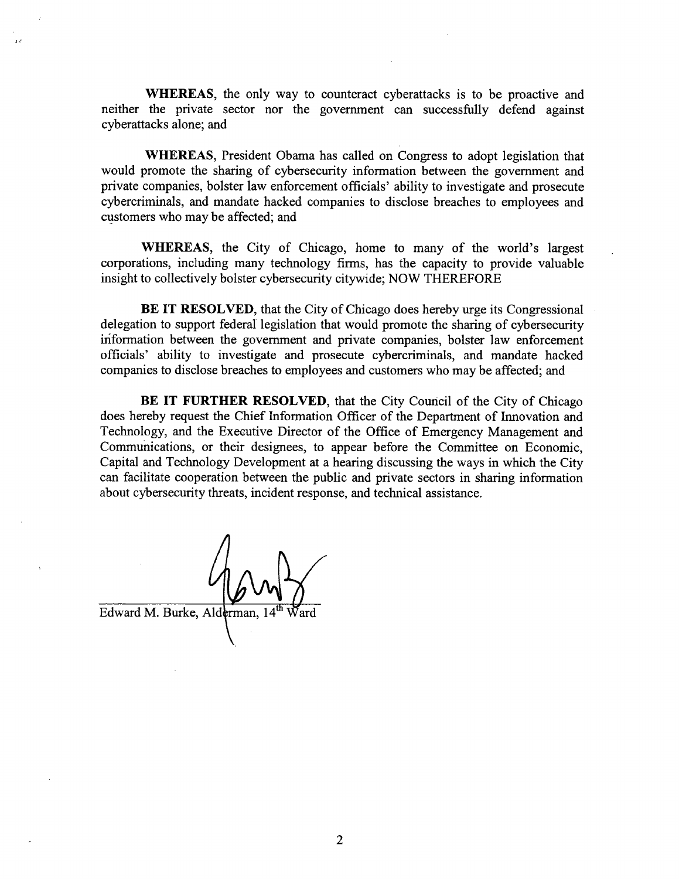**WHEREAS**, the only way to counteract cyberattacks is to be proactive and neither the private sector nor the government can successfully defend against cyberattacks alone; and

**WHEREAS**, President Obama has called on Congress to adopt legislation that would promote the sharing of cybersecurity information between the government and private companies, bolster law enforcement officials' ability to investigate and prosecute cybercriminals, and mandate hacked companies to disclose breaches to employees and customers who may be affected; and

**WHEREAS**, the City of Chicago, home to many of the world's largest corporations, including many technology firms, has the capacity to provide valuable insight to collectively bolster cybersecurity citywide; NOW THEREFORE

**BE IT RESOLVED**, that the City of Chicago does hereby urge its Congressional delegation to support federal legislation that would promote the sharing of cybersecurity information between the government and private companies, bolster law enforcement officials' ability to investigate and prosecute cybercriminals, and mandate hacked companies to disclose breaches to employees and customers who may be affected; and

**BE IT FURTHER RESOLVED**, that the City Council of the City of Chicago does hereby request the Chief Information Officer of the Department of Innovation and Technology, and the Executive Director of the Office of Emergency Management and Communications, or their designees, to appear before the Committee on Economic, Capital and Technology Development at a hearing discussing the ways in which the City can facilitate cooperation between the public and private sectors in sharing information about cybersecurity threats, incident response, and technical assistance.

Edward M. Burke, Alderman, 14th Ward